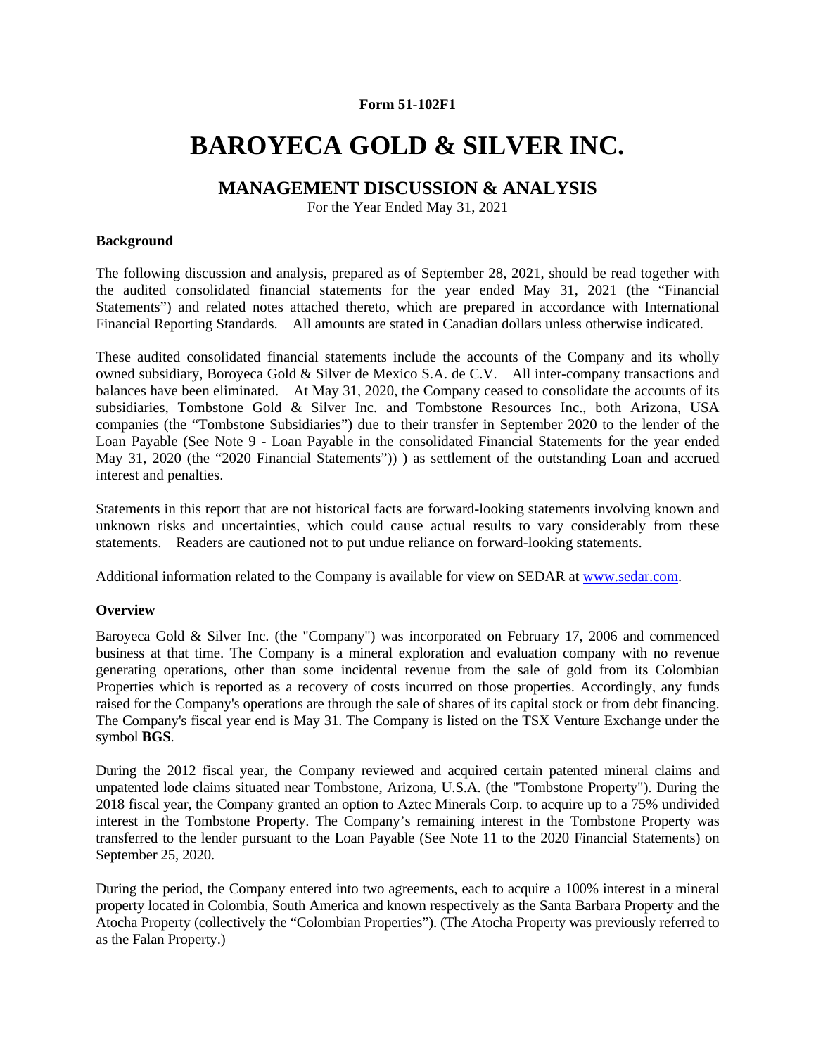**Form 51-102F1**

# BAROYECA GOLD & SILVER INC.

## MANAGEMENT DISCUSSION & ANALYSIS

For the Year Ended May 31, 2021

### Background

The following discussion and analysis, prepared as of September 28, 2021, should be read together with the audited consolidated financial statements for the year ended May 31, 2021 (the "Financial Statements") and related notes attached thereto, which are prepared in accordance with International Financial Reporting Standards. All amounts are stated in Canadian dollars unless otherwise indicated.

These audited consolidated financial statements include the accounts of the Company and its wholly owned subsidiary, Boroyeca Gold & Silver de Mexico S.A. de C.V. All inter-company transactions and balances have been eliminated. At May 31, 2020, the Company ceased to consolidate the accounts of its subsidiaries, Tombstone Gold & Silver Inc. and Tombstone Resources Inc., both Arizona, USA companies (the "Tombstone Subsidiaries") due to their transfer in September 2020 to the lender of the Loan Payable (See Note 9 - Loan Payable in the consolidated Financial Statements for the year ended May 31, 2020 (the "2020 Financial Statements")) ) as settlement of the outstanding Loan and accrued interest and penalties.

Statements in this report that are not historical facts are forward-looking statements involving known and unknown risks and uncertainties, which could cause actual results to vary considerably from these statements. Readers are cautioned not to put undue reliance on forward-looking statements.

Additional information related to the Company is available for view on SEDAR at www.sedar.com.

### Overview

Baroyeca Gold & Silver Inc. (the "Company") was incorporated on February 17, 2006 and commenced business at that time. The Company is a mineral exploration and evaluation company with no revenue generating operations, other than some incidental revenue from the sale of gold from its Colombian Properties which is reported as a recovery of costs incurred on those properties. Accordingly, any funds raised for the Company's operations are through the sale of shares of its capital stock or from debt financing. The Company's fiscal year end is May 31. The Company is listed on the TSX Venture Exchange under the symbol **BGS**.

During the 2012 fiscal year, the Company reviewed and acquired certain patented mineral claims and unpatented lode claims situated near Tombstone, Arizona, U.S.A. (the "Tombstone Property"). During the 2018 fiscal year, the Company granted an option to Aztec Minerals Corp. to acquire up to a 75% undivided interest in the Tombstone Property. The Company's remaining interest in the Tombstone Property was transferred to the lender pursuant to the Loan Payable (See Note 11 to the 2020 Financial Statements) on September 25, 2020.

During the period, the Company entered into two agreements, each to acquire a 100% interest in a mineral property located in Colombia, South America and known respectively as the Santa Barbara Property and the Atocha Property (collectively the "Colombian Properties"). (The Atocha Property was previously referred to as the Falan Property.)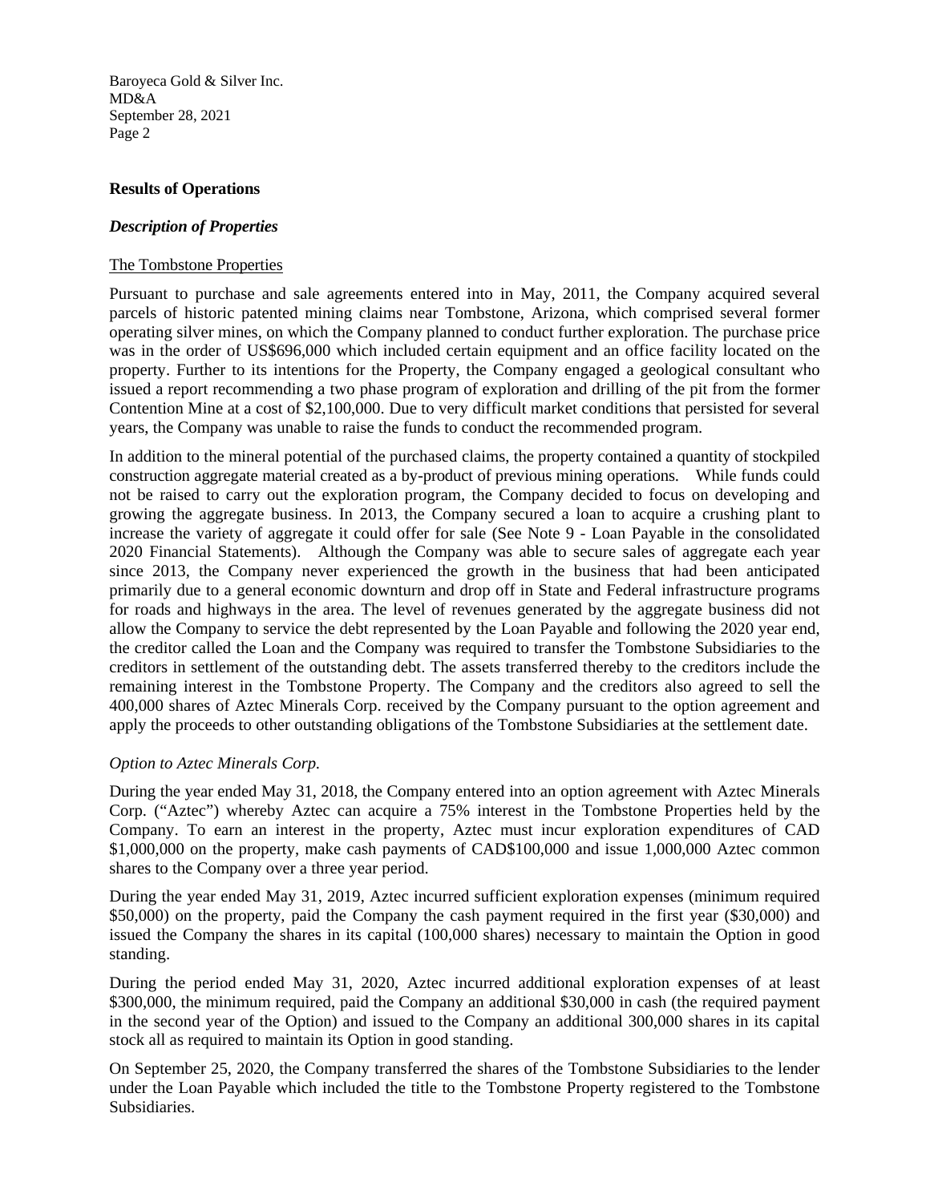## Results of Operations

### *Description of Properties*

The Tombstone Properties

Pursuant to purchase and sale agreements entered into in May, 2011, the Company acquired several parcels of historic patented mining claims near Tombstone, Arizona, which comprised several former operating silver mines, on which the Company planned to conduct further exploration. The purchase price was in the order of US$696,000 which included certain equipment and an office facility located on the property. Further to its intentions for the Property, the Company engaged a geological consultant who issued a report recommending a two phase program of exploration and drilling of the pit from the former Contention Mine at a cost of $2,100,000. Due to very difficult market conditions that persisted for several years, the Company was unable to raise the funds to conduct the recommended program.

In addition to the mineral potential of the purchased claims, the property contained a quantity of stockpiled construction aggregate material created as a by-product of previous mining operations. While funds could not be raised to carry out the exploration program, the Company decided to focus on developing and growing the aggregate business. In 2013, the Company secured a loan to acquire a crushing plant to increase the variety of aggregate it could offer for sale (See Note 9 - Loan Payable in the consolidated 2020 Financial Statements). Although the Company was able to secure sales of aggregate each year since 2013, the Company never experienced the growth in the business that had been anticipated primarily due to a general economic downturn and drop off in State and Federal infrastructure programs for roads and highways in the area. The level of revenues generated by the aggregate business did not allow the Company to service the debt represented by the Loan Payable and following the 2020 year end, the creditor called the Loan and the Company was required to transfer the Tombstone Subsidiaries to the creditors in settlement of the outstanding debt. The assets transferred thereby to the creditors include the remaining interest in the Tombstone Property. The Company and the creditors also agreed to sell the 400,000 shares of Aztec Minerals Corp. received by the Company pursuant to the option agreement and apply the proceeds to other outstanding obligations of the Tombstone Subsidiaries at the settlement date.

*Option to Aztec Minerals Corp.*

During the year ended May 31, 2018, the Company entered into an option agreement with Aztec Minerals Corp. ("Aztec") whereby Aztec can acquire a 75% interest in the Tombstone Properties held by the Company. To earn an interest in the property, Aztec must incur exploration expenditures of CAD $1,000,000 on the property, make cash payments of CAD$100,000 and issue 1,000,000 Aztec common shares to the Company over a three year period.

During the year ended May 31, 2019, Aztec incurred sufficient exploration expenses (minimum required $50,000) on the property, paid the Company the cash payment required in the first year ($30,000) and issued the Company the shares in its capital (100,000 shares) necessary to maintain the Option in good standing.

During the period ended May 31, 2020, Aztec incurred additional exploration expenses of at least $300,000, the minimum required, paid the Company an additional $30,000 in cash (the required payment in the second year of the Option) and issued to the Company an additional 300,000 shares in its capital stock all as required to maintain its Option in good standing.

On September 25, 2020, the Company transferred the shares of the Tombstone Subsidiaries to the lender under the Loan Payable which included the title to the Tombstone Property registered to the Tombstone Subsidiaries.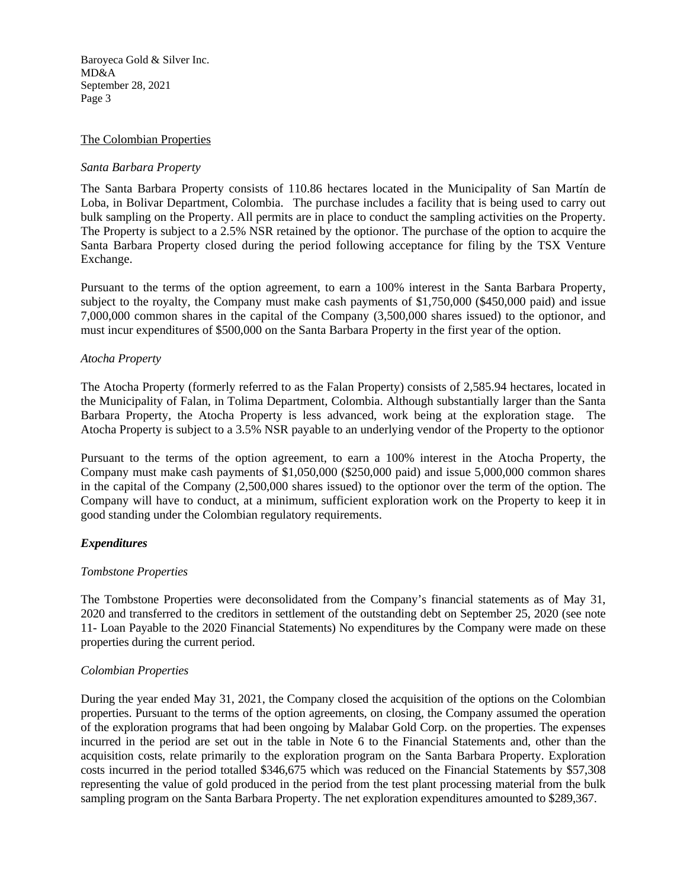The Colombian Properties

*Santa Barbara Property*

The Santa Barbara Property consists of 110.86 hectares located in the Municipality of San Martín de Loba, in Bolivar Department, Colombia. The purchase includes a facility that is being used to carry out bulk sampling on the Property. All permits are in place to conduct the sampling activities on the Property. The Property is subject to a 2.5% NSR retained by the optionor. The purchase of the option to acquire the Santa Barbara Property closed during the period following acceptance for filing by the TSX Venture Exchange.

Pursuant to the terms of the option agreement, to earn a 100% interest in the Santa Barbara Property, subject to the royalty, the Company must make cash payments of $1,750,000 ($450,000 paid) and issue 7,000,000 common shares in the capital of the Company (3,500,000 shares issued) to the optionor, and must incur expenditures of $500,000 on the Santa Barbara Property in the first year of the option.

*Atocha Property*

The Atocha Property (formerly referred to as the Falan Property) consists of 2,585.94 hectares, located in the Municipality of Falan, in Tolima Department, Colombia. Although substantially larger than the Santa Barbara Property, the Atocha Property is less advanced, work being at the exploration stage. The Atocha Property is subject to a 3.5% NSR payable to an underlying vendor of the Property to the optionor

Pursuant to the terms of the option agreement, to earn a 100% interest in the Atocha Property, the Company must make cash payments of $1,050,000 ($250,000 paid) and issue 5,000,000 common shares in the capital of the Company (2,500,000 shares issued) to the optionor over the term of the option. The Company will have to conduct, at a minimum, sufficient exploration work on the Property to keep it in good standing under the Colombian regulatory requirements.

***Expenditures***

*Tombstone Properties*

The Tombstone Properties were deconsolidated from the Company's financial statements as of May 31, 2020 and transferred to the creditors in settlement of the outstanding debt on September 25, 2020 (see note 11- Loan Payable to the 2020 Financial Statements) No expenditures by the Company were made on these properties during the current period.

*Colombian Properties*

During the year ended May 31, 2021, the Company closed the acquisition of the options on the Colombian properties. Pursuant to the terms of the option agreements, on closing, the Company assumed the operation of the exploration programs that had been ongoing by Malabar Gold Corp. on the properties. The expenses incurred in the period are set out in the table in Note 6 to the Financial Statements and, other than the acquisition costs, relate primarily to the exploration program on the Santa Barbara Property. Exploration costs incurred in the period totalled $346,675 which was reduced on the Financial Statements by $57,308 representing the value of gold produced in the period from the test plant processing material from the bulk sampling program on the Santa Barbara Property. The net exploration expenditures amounted to $289,367.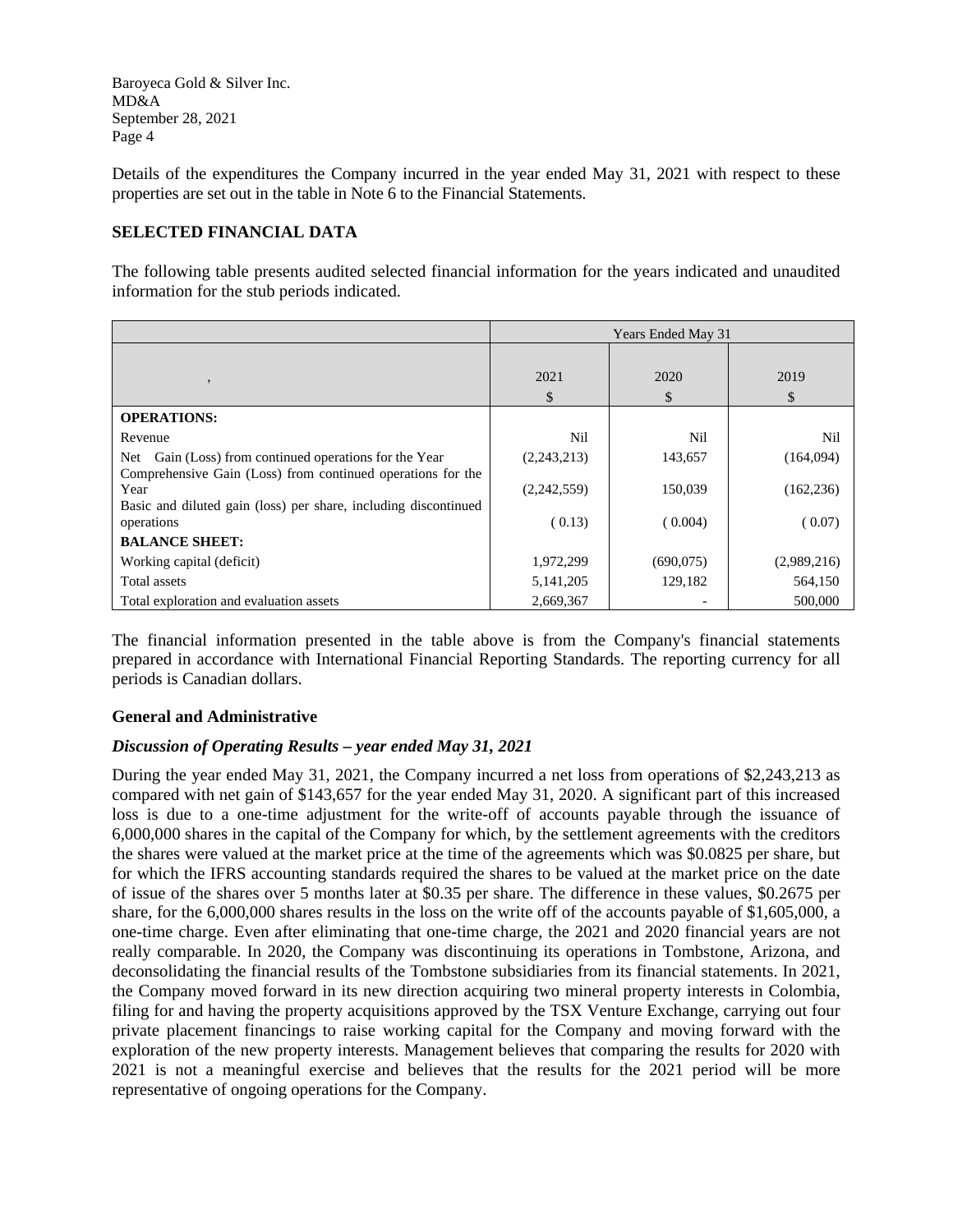Details of the expenditures the Company incurred in the year ended May 31, 2021 with respect to these properties are set out in the table in Note 6 to the Financial Statements.

## SELECTED FINANCIAL DATA

The following table presents audited selected financial information for the years indicated and unaudited information for the stub periods indicated.

| | Years Ended May 31 | | |
|---|---|---|---|
| , | 2021<br>$ | 2020<br>$ | 2019<br>$ |
| **OPERATIONS:** | | | |
| Revenue | Nil | Nil | Nil |
| Net Gain (Loss) from continued operations for the Year | (2,243,213) | 143,657 | (164,094) |
| Comprehensive Gain (Loss) from continued operations for the Year | (2,242,559) | 150,039 | (162,236) |
| Basic and diluted gain (loss) per share, including discontinued operations | ( 0.13) | ( 0.004) | ( 0.07) |
| **BALANCE SHEET:** | | | |
| Working capital (deficit) | 1,972,299 | (690,075) | (2,989,216) |
| Total assets | 5,141,205 | 129,182 | 564,150 |
| Total exploration and evaluation assets | 2,669,367 | - | 500,000 |

The financial information presented in the table above is from the Company's financial statements prepared in accordance with International Financial Reporting Standards. The reporting currency for all periods is Canadian dollars.

### General and Administrative

***Discussion of Operating Results – year ended May 31, 2021***

During the year ended May 31, 2021, the Company incurred a net loss from operations of $2,243,213 as compared with net gain of $143,657 for the year ended May 31, 2020. A significant part of this increased loss is due to a one-time adjustment for the write-off of accounts payable through the issuance of 6,000,000 shares in the capital of the Company for which, by the settlement agreements with the creditors the shares were valued at the market price at the time of the agreements which was $0.0825 per share, but for which the IFRS accounting standards required the shares to be valued at the market price on the date of issue of the shares over 5 months later at $0.35 per share. The difference in these values, $0.2675 per share, for the 6,000,000 shares results in the loss on the write off of the accounts payable of $1,605,000, a one-time charge. Even after eliminating that one-time charge, the 2021 and 2020 financial years are not really comparable. In 2020, the Company was discontinuing its operations in Tombstone, Arizona, and deconsolidating the financial results of the Tombstone subsidiaries from its financial statements. In 2021, the Company moved forward in its new direction acquiring two mineral property interests in Colombia, filing for and having the property acquisitions approved by the TSX Venture Exchange, carrying out four private placement financings to raise working capital for the Company and moving forward with the exploration of the new property interests. Management believes that comparing the results for 2020 with 2021 is not a meaningful exercise and believes that the results for the 2021 period will be more representative of ongoing operations for the Company.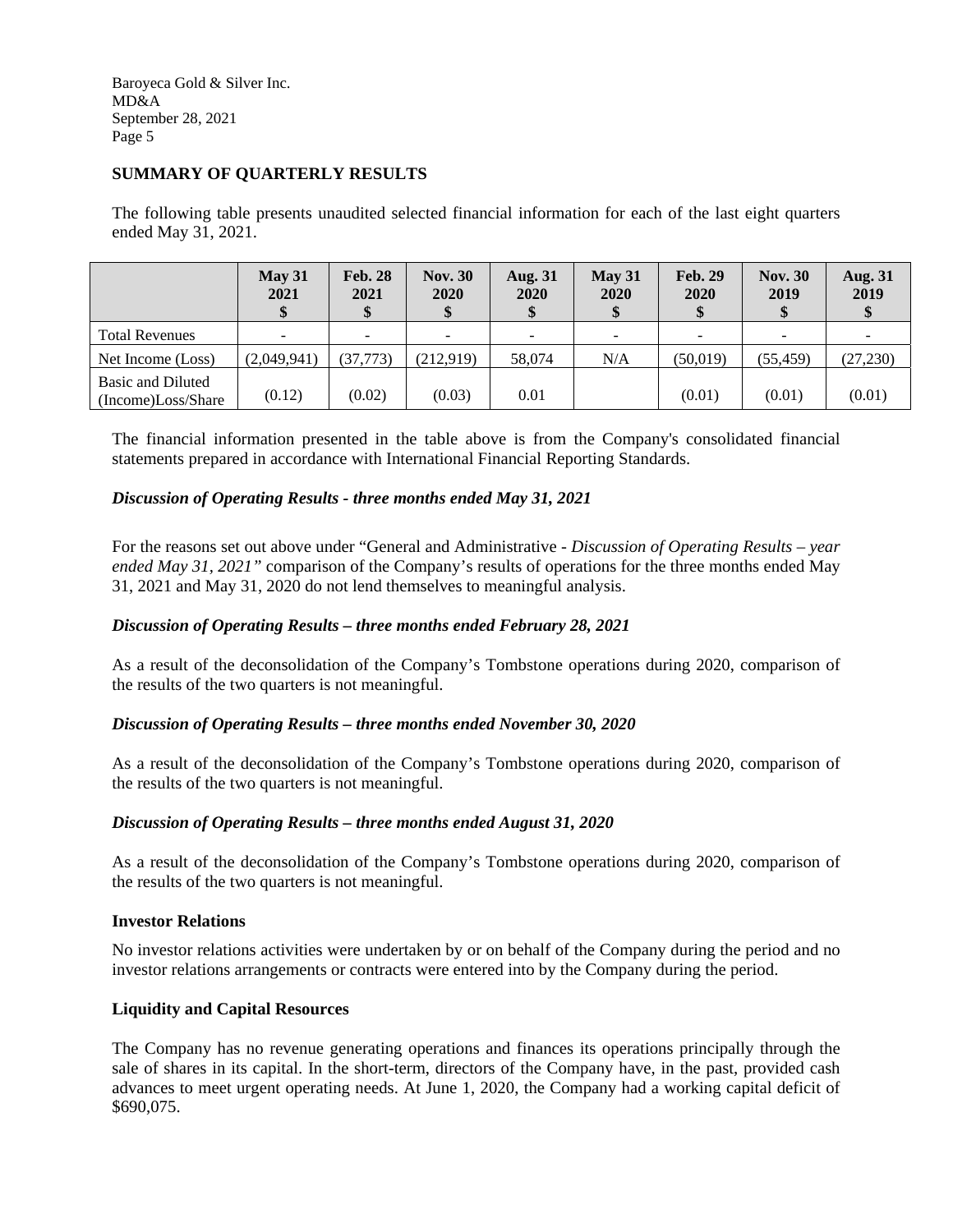## SUMMARY OF QUARTERLY RESULTS

The following table presents unaudited selected financial information for each of the last eight quarters ended May 31, 2021.

| | May 31 2021 $ | Feb. 28 2021 $ | Nov. 30 2020 $ | Aug. 31 2020 $ | May 31 2020 $ | Feb. 29 2020 $ | Nov. 30 2019 $ | Aug. 31 2019 $ |
|---|---|---|---|---|---|---|---|---|
| Total Revenues | - | - | - | - | - | - | - | - |
| Net Income (Loss) | (2,049,941) | (37,773) | (212,919) | 58,074 | N/A | (50,019) | (55,459) | (27,230) |
| Basic and Diluted (Income)Loss/Share | (0.12) | (0.02) | (0.03) | 0.01 | | (0.01) | (0.01) | (0.01) |

The financial information presented in the table above is from the Company's consolidated financial statements prepared in accordance with International Financial Reporting Standards.

### *Discussion of Operating Results - three months ended May 31, 2021*

For the reasons set out above under "General and Administrative - *Discussion of Operating Results – year ended May 31, 2021"* comparison of the Company's results of operations for the three months ended May 31, 2021 and May 31, 2020 do not lend themselves to meaningful analysis.

### *Discussion of Operating Results – three months ended February 28, 2021*

As a result of the deconsolidation of the Company's Tombstone operations during 2020, comparison of the results of the two quarters is not meaningful.

### *Discussion of Operating Results – three months ended November 30, 2020*

As a result of the deconsolidation of the Company's Tombstone operations during 2020, comparison of the results of the two quarters is not meaningful.

### *Discussion of Operating Results – three months ended August 31, 2020*

As a result of the deconsolidation of the Company's Tombstone operations during 2020, comparison of the results of the two quarters is not meaningful.

## Investor Relations

No investor relations activities were undertaken by or on behalf of the Company during the period and no investor relations arrangements or contracts were entered into by the Company during the period.

## Liquidity and Capital Resources

The Company has no revenue generating operations and finances its operations principally through the sale of shares in its capital. In the short-term, directors of the Company have, in the past, provided cash advances to meet urgent operating needs. At June 1, 2020, the Company had a working capital deficit of $690,075.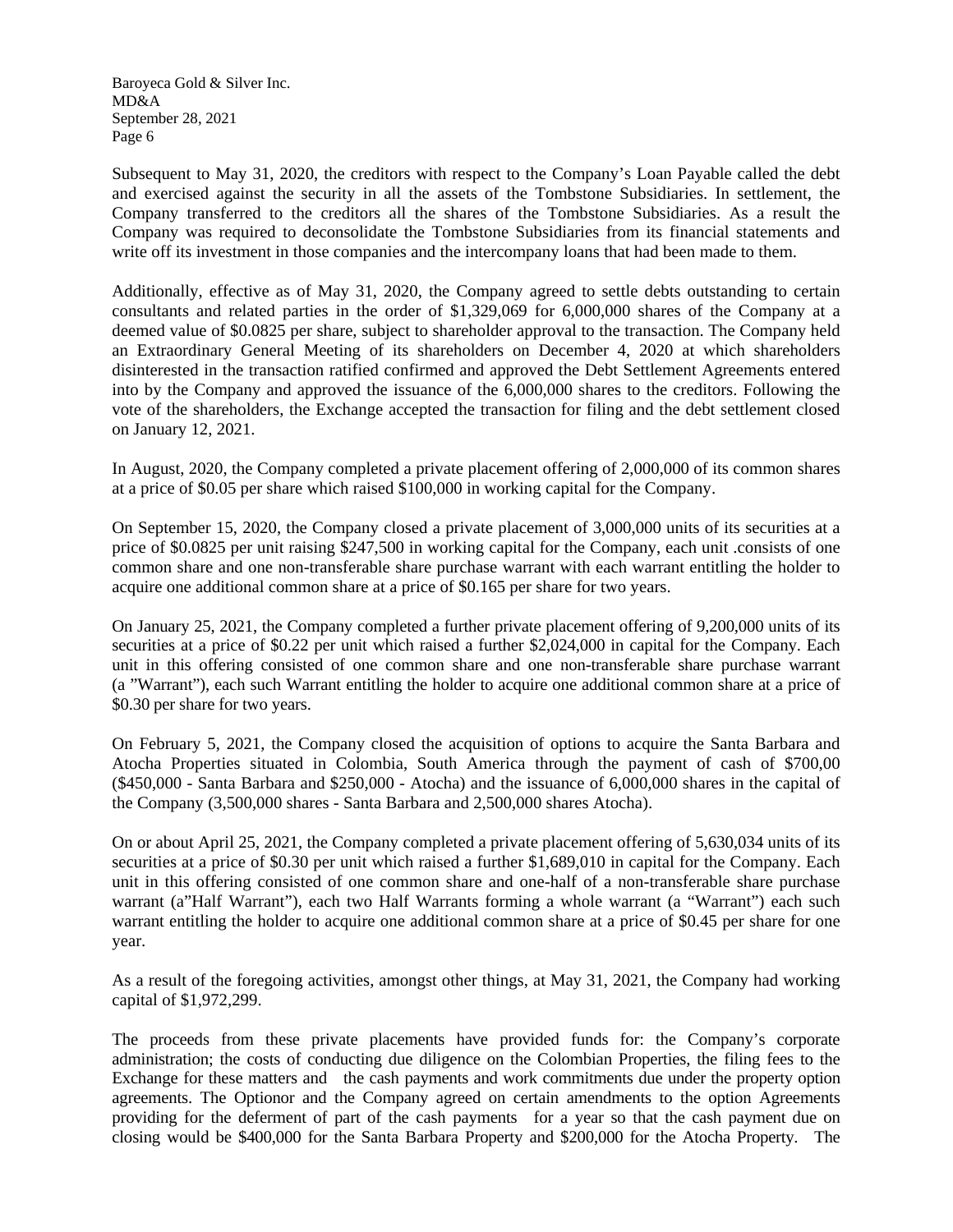Subsequent to May 31, 2020, the creditors with respect to the Company's Loan Payable called the debt and exercised against the security in all the assets of the Tombstone Subsidiaries. In settlement, the Company transferred to the creditors all the shares of the Tombstone Subsidiaries. As a result the Company was required to deconsolidate the Tombstone Subsidiaries from its financial statements and write off its investment in those companies and the intercompany loans that had been made to them.

Additionally, effective as of May 31, 2020, the Company agreed to settle debts outstanding to certain consultants and related parties in the order of $1,329,069 for 6,000,000 shares of the Company at a deemed value of $0.0825 per share, subject to shareholder approval to the transaction. The Company held an Extraordinary General Meeting of its shareholders on December 4, 2020 at which shareholders disinterested in the transaction ratified confirmed and approved the Debt Settlement Agreements entered into by the Company and approved the issuance of the 6,000,000 shares to the creditors. Following the vote of the shareholders, the Exchange accepted the transaction for filing and the debt settlement closed on January 12, 2021.

In August, 2020, the Company completed a private placement offering of 2,000,000 of its common shares at a price of $0.05 per share which raised $100,000 in working capital for the Company.

On September 15, 2020, the Company closed a private placement of 3,000,000 units of its securities at a price of $0.0825 per unit raising $247,500 in working capital for the Company, each unit .consists of one common share and one non-transferable share purchase warrant with each warrant entitling the holder to acquire one additional common share at a price of $0.165 per share for two years.

On January 25, 2021, the Company completed a further private placement offering of 9,200,000 units of its securities at a price of $0.22 per unit which raised a further $2,024,000 in capital for the Company. Each unit in this offering consisted of one common share and one non-transferable share purchase warrant (a "Warrant"), each such Warrant entitling the holder to acquire one additional common share at a price of $0.30 per share for two years.

On February 5, 2021, the Company closed the acquisition of options to acquire the Santa Barbara and Atocha Properties situated in Colombia, South America through the payment of cash of $700,00 ($450,000 - Santa Barbara and $250,000 - Atocha) and the issuance of 6,000,000 shares in the capital of the Company (3,500,000 shares - Santa Barbara and 2,500,000 shares Atocha).

On or about April 25, 2021, the Company completed a private placement offering of 5,630,034 units of its securities at a price of $0.30 per unit which raised a further $1,689,010 in capital for the Company. Each unit in this offering consisted of one common share and one-half of a non-transferable share purchase warrant (a"Half Warrant"), each two Half Warrants forming a whole warrant (a "Warrant") each such warrant entitling the holder to acquire one additional common share at a price of $0.45 per share for one year.

As a result of the foregoing activities, amongst other things, at May 31, 2021, the Company had working capital of $1,972,299.

The proceeds from these private placements have provided funds for: the Company's corporate administration; the costs of conducting due diligence on the Colombian Properties, the filing fees to the Exchange for these matters and the cash payments and work commitments due under the property option agreements. The Optionor and the Company agreed on certain amendments to the option Agreements providing for the deferment of part of the cash payments for a year so that the cash payment due on closing would be $400,000 for the Santa Barbara Property and $200,000 for the Atocha Property. The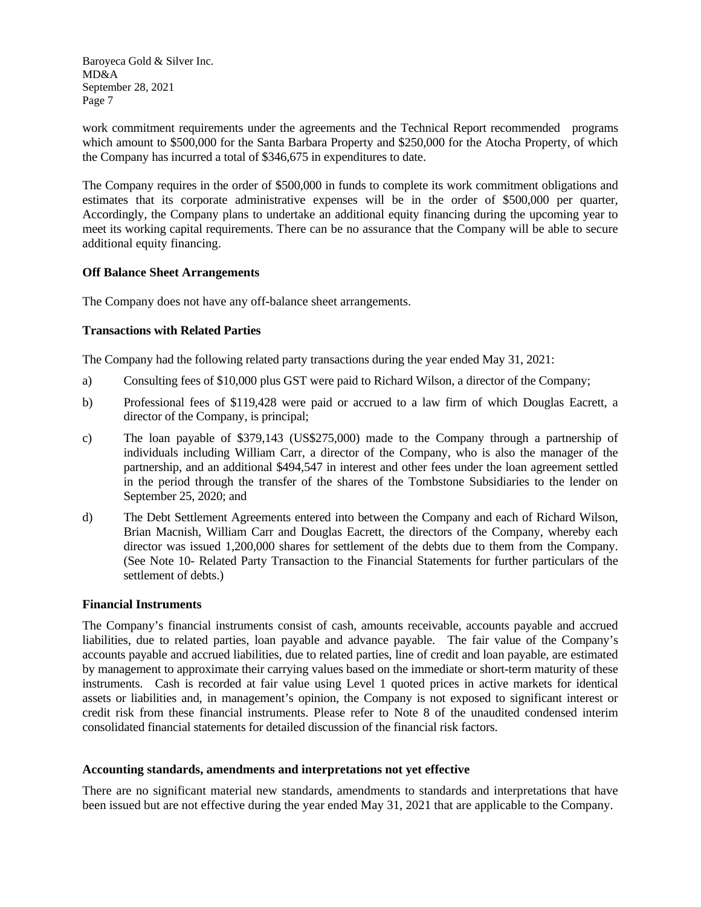work commitment requirements under the agreements and the Technical Report recommended programs which amount to $500,000 for the Santa Barbara Property and $250,000 for the Atocha Property, of which the Company has incurred a total of $346,675 in expenditures to date.

The Company requires in the order of $500,000 in funds to complete its work commitment obligations and estimates that its corporate administrative expenses will be in the order of $500,000 per quarter, Accordingly, the Company plans to undertake an additional equity financing during the upcoming year to meet its working capital requirements. There can be no assurance that the Company will be able to secure additional equity financing.

**Off Balance Sheet Arrangements**

The Company does not have any off-balance sheet arrangements.

**Transactions with Related Parties**

The Company had the following related party transactions during the year ended May 31, 2021:

a) Consulting fees of $10,000 plus GST were paid to Richard Wilson, a director of the Company;

b) Professional fees of $119,428 were paid or accrued to a law firm of which Douglas Eacrett, a director of the Company, is principal;

c) The loan payable of $379,143 (US$275,000) made to the Company through a partnership of individuals including William Carr, a director of the Company, who is also the manager of the partnership, and an additional $494,547 in interest and other fees under the loan agreement settled in the period through the transfer of the shares of the Tombstone Subsidiaries to the lender on September 25, 2020; and

d) The Debt Settlement Agreements entered into between the Company and each of Richard Wilson, Brian Macnish, William Carr and Douglas Eacrett, the directors of the Company, whereby each director was issued 1,200,000 shares for settlement of the debts due to them from the Company. (See Note 10- Related Party Transaction to the Financial Statements for further particulars of the settlement of debts.)

**Financial Instruments**

The Company's financial instruments consist of cash, amounts receivable, accounts payable and accrued liabilities, due to related parties, loan payable and advance payable. The fair value of the Company's accounts payable and accrued liabilities, due to related parties, line of credit and loan payable, are estimated by management to approximate their carrying values based on the immediate or short-term maturity of these instruments. Cash is recorded at fair value using Level 1 quoted prices in active markets for identical assets or liabilities and, in management's opinion, the Company is not exposed to significant interest or credit risk from these financial instruments. Please refer to Note 8 of the unaudited condensed interim consolidated financial statements for detailed discussion of the financial risk factors.

**Accounting standards, amendments and interpretations not yet effective**

There are no significant material new standards, amendments to standards and interpretations that have been issued but are not effective during the year ended May 31, 2021 that are applicable to the Company.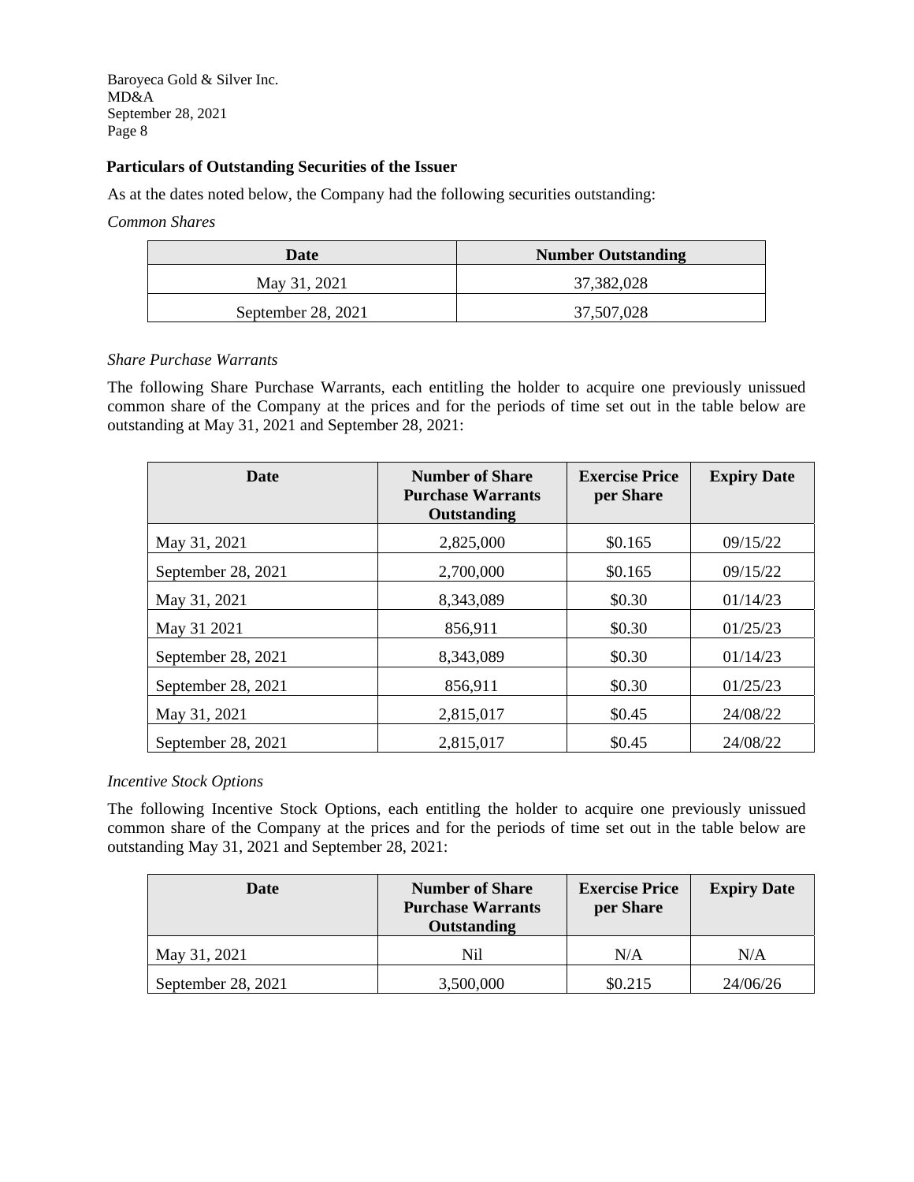### Particulars of Outstanding Securities of the Issuer

As at the dates noted below, the Company had the following securities outstanding:

*Common Shares*

| Date | Number Outstanding |
|---|---|
| May 31, 2021 | 37,382,028 |
| September 28, 2021 | 37,507,028 |

*Share Purchase Warrants*

The following Share Purchase Warrants, each entitling the holder to acquire one previously unissued common share of the Company at the prices and for the periods of time set out in the table below are outstanding at May 31, 2021 and September 28, 2021:

| Date | Number of Share Purchase Warrants Outstanding | Exercise Price per Share | Expiry Date |
|---|---|---|---|
| May 31, 2021 | 2,825,000 | $0.165 | 09/15/22 |
| September 28, 2021 | 2,700,000 | $0.165 | 09/15/22 |
| May 31, 2021 | 8,343,089 | $0.30 | 01/14/23 |
| May 31 2021 | 856,911 | $0.30 | 01/25/23 |
| September 28, 2021 | 8,343,089 | $0.30 | 01/14/23 |
| September 28, 2021 | 856,911 | $0.30 | 01/25/23 |
| May 31, 2021 | 2,815,017 | $0.45 | 24/08/22 |
| September 28, 2021 | 2,815,017 | $0.45 | 24/08/22 |

*Incentive Stock Options*

The following Incentive Stock Options, each entitling the holder to acquire one previously unissued common share of the Company at the prices and for the periods of time set out in the table below are outstanding May 31, 2021 and September 28, 2021:

| Date | Number of Share Purchase Warrants Outstanding | Exercise Price per Share | Expiry Date |
|---|---|---|---|
| May 31, 2021 | Nil | N/A | N/A |
| September 28, 2021 | 3,500,000 | $0.215 | 24/06/26 |